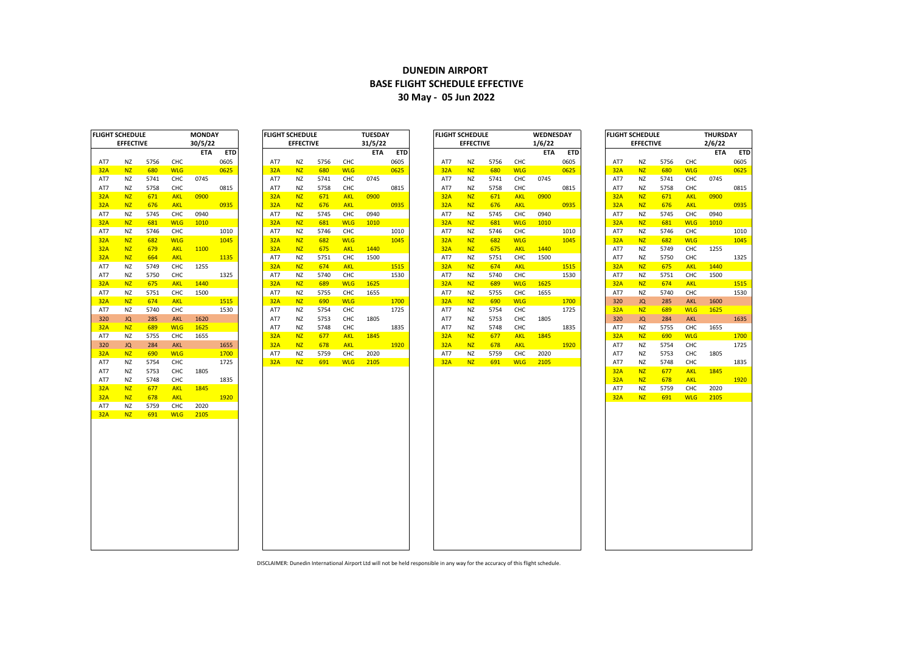# DUNEDIN AIRPORT
## BASE FLIGHT SCHEDULE EFFECTIVE
## 30 May - 05 Jun 2022

| FLIGHT SCHEDULE | | | | MONDAY | |
|---|---|---|---|---|---|
| EFFECTIVE | | | | 30/5/22 | |
| | | | | ETA | ETD |
| AT7 | NZ | 5756 | CHC | | 0605 |
| 32A | NZ | 680 | WLG | | 0625 |
| AT7 | NZ | 5741 | CHC | 0745 | |
| AT7 | NZ | 5758 | CHC | | 0815 |
| 32A | NZ | 671 | AKL | 0900 | |
| 32A | NZ | 676 | AKL | | 0935 |
| AT7 | NZ | 5745 | CHC | 0940 | |
| 32A | NZ | 681 | WLG | 1010 | |
| AT7 | NZ | 5746 | CHC | | 1010 |
| 32A | NZ | 682 | WLG | | 1045 |
| 32A | NZ | 679 | AKL | 1100 | |
| 32A | NZ | 664 | AKL | | 1135 |
| AT7 | NZ | 5749 | CHC | 1255 | |
| AT7 | NZ | 5750 | CHC | | 1325 |
| 32A | NZ | 675 | AKL | 1440 | |
| AT7 | NZ | 5751 | CHC | 1500 | |
| 32A | NZ | 674 | AKL | | 1515 |
| AT7 | NZ | 5740 | CHC | | 1530 |
| 320 | JQ | 285 | AKL | 1620 | |
| 32A | NZ | 689 | WLG | 1625 | |
| AT7 | NZ | 5755 | CHC | 1655 | |
| 320 | JQ | 284 | AKL | | 1655 |
| 32A | NZ | 690 | WLG | | 1700 |
| AT7 | NZ | 5754 | CHC | | 1725 |
| AT7 | NZ | 5753 | CHC | 1805 | |
| AT7 | NZ | 5748 | CHC | | 1835 |
| 32A | NZ | 677 | AKL | 1845 | |
| 32A | NZ | 678 | AKL | | 1920 |
| AT7 | NZ | 5759 | CHC | 2020 | |
| 32A | NZ | 691 | WLG | 2105 | |

| FLIGHT SCHEDULE | | | | TUESDAY | |
|---|---|---|---|---|---|
| EFFECTIVE | | | | 31/5/22 | |
| | | | | ETA | ETD |
| AT7 | NZ | 5756 | CHC | | 0605 |
| 32A | NZ | 680 | WLG | | 0625 |
| AT7 | NZ | 5741 | CHC | 0745 | |
| AT7 | NZ | 5758 | CHC | | 0815 |
| 32A | NZ | 671 | AKL | 0900 | |
| 32A | NZ | 676 | AKL | | 0935 |
| AT7 | NZ | 5745 | CHC | 0940 | |
| 32A | NZ | 681 | WLG | 1010 | |
| AT7 | NZ | 5746 | CHC | | 1010 |
| 32A | NZ | 682 | WLG | | 1045 |
| 32A | NZ | 675 | AKL | 1440 | |
| AT7 | NZ | 5751 | CHC | 1500 | |
| 32A | NZ | 674 | AKL | | 1515 |
| AT7 | NZ | 5740 | CHC | | 1530 |
| 32A | NZ | 689 | WLG | 1625 | |
| AT7 | NZ | 5755 | CHC | 1655 | |
| 32A | NZ | 690 | WLG | | 1700 |
| AT7 | NZ | 5754 | CHC | | 1725 |
| AT7 | NZ | 5753 | CHC | 1805 | |
| AT7 | NZ | 5748 | CHC | | 1835 |
| 32A | NZ | 677 | AKL | 1845 | |
| 32A | NZ | 678 | AKL | | 1920 |
| AT7 | NZ | 5759 | CHC | 2020 | |
| 32A | NZ | 691 | WLG | 2105 | |

| FLIGHT SCHEDULE | | | | WEDNESDAY | |
|---|---|---|---|---|---|
| EFFECTIVE | | | | 1/6/22 | |
| | | | | ETA | ETD |
| AT7 | NZ | 5756 | CHC | | 0605 |
| 32A | NZ | 680 | WLG | | 0625 |
| AT7 | NZ | 5741 | CHC | 0745 | |
| AT7 | NZ | 5758 | CHC | | 0815 |
| 32A | NZ | 671 | AKL | 0900 | |
| 32A | NZ | 676 | AKL | | 0935 |
| AT7 | NZ | 5745 | CHC | 0940 | |
| 32A | NZ | 681 | WLG | 1010 | |
| AT7 | NZ | 5746 | CHC | | 1010 |
| 32A | NZ | 682 | WLG | | 1045 |
| 32A | NZ | 675 | AKL | 1440 | |
| AT7 | NZ | 5751 | CHC | 1500 | |
| 32A | NZ | 674 | AKL | | 1515 |
| AT7 | NZ | 5740 | CHC | | 1530 |
| 32A | NZ | 689 | WLG | 1625 | |
| AT7 | NZ | 5755 | CHC | 1655 | |
| 32A | NZ | 690 | WLG | | 1700 |
| AT7 | NZ | 5754 | CHC | | 1725 |
| AT7 | NZ | 5753 | CHC | 1805 | |
| AT7 | NZ | 5748 | CHC | | 1835 |
| 32A | NZ | 677 | AKL | 1845 | |
| 32A | NZ | 678 | AKL | | 1920 |
| AT7 | NZ | 5759 | CHC | 2020 | |
| 32A | NZ | 691 | WLG | 2105 | |

| FLIGHT SCHEDULE | | | | THURSDAY | |
|---|---|---|---|---|---|
| EFFECTIVE | | | | 2/6/22 | |
| | | | | ETA | ETD |
| AT7 | NZ | 5756 | CHC | | 0605 |
| 32A | NZ | 680 | WLG | | 0625 |
| AT7 | NZ | 5741 | CHC | 0745 | |
| AT7 | NZ | 5758 | CHC | | 0815 |
| 32A | NZ | 671 | AKL | 0900 | |
| 32A | NZ | 676 | AKL | | 0935 |
| AT7 | NZ | 5745 | CHC | 0940 | |
| 32A | NZ | 681 | WLG | 1010 | |
| AT7 | NZ | 5746 | CHC | | 1010 |
| 32A | NZ | 682 | WLG | | 1045 |
| AT7 | NZ | 5749 | CHC | 1255 | |
| AT7 | NZ | 5750 | CHC | | 1325 |
| 32A | NZ | 675 | AKL | 1440 | |
| AT7 | NZ | 5751 | CHC | 1500 | |
| 32A | NZ | 674 | AKL | | 1515 |
| AT7 | NZ | 5740 | CHC | | 1530 |
| 320 | JQ | 285 | AKL | 1600 | |
| 32A | NZ | 689 | WLG | 1625 | |
| 320 | JQ | 284 | AKL | | 1635 |
| AT7 | NZ | 5755 | CHC | 1655 | |
| 32A | NZ | 690 | WLG | | 1700 |
| AT7 | NZ | 5754 | CHC | | 1725 |
| AT7 | NZ | 5753 | CHC | 1805 | |
| AT7 | NZ | 5748 | CHC | | 1835 |
| 32A | NZ | 677 | AKL | 1845 | |
| 32A | NZ | 678 | AKL | | 1920 |
| AT7 | NZ | 5759 | CHC | 2020 | |
| 32A | NZ | 691 | WLG | 2105 | |

DISCLAIMER: Dunedin International Airport Ltd will not be held responsible in any way for the accuracy of this flight schedule.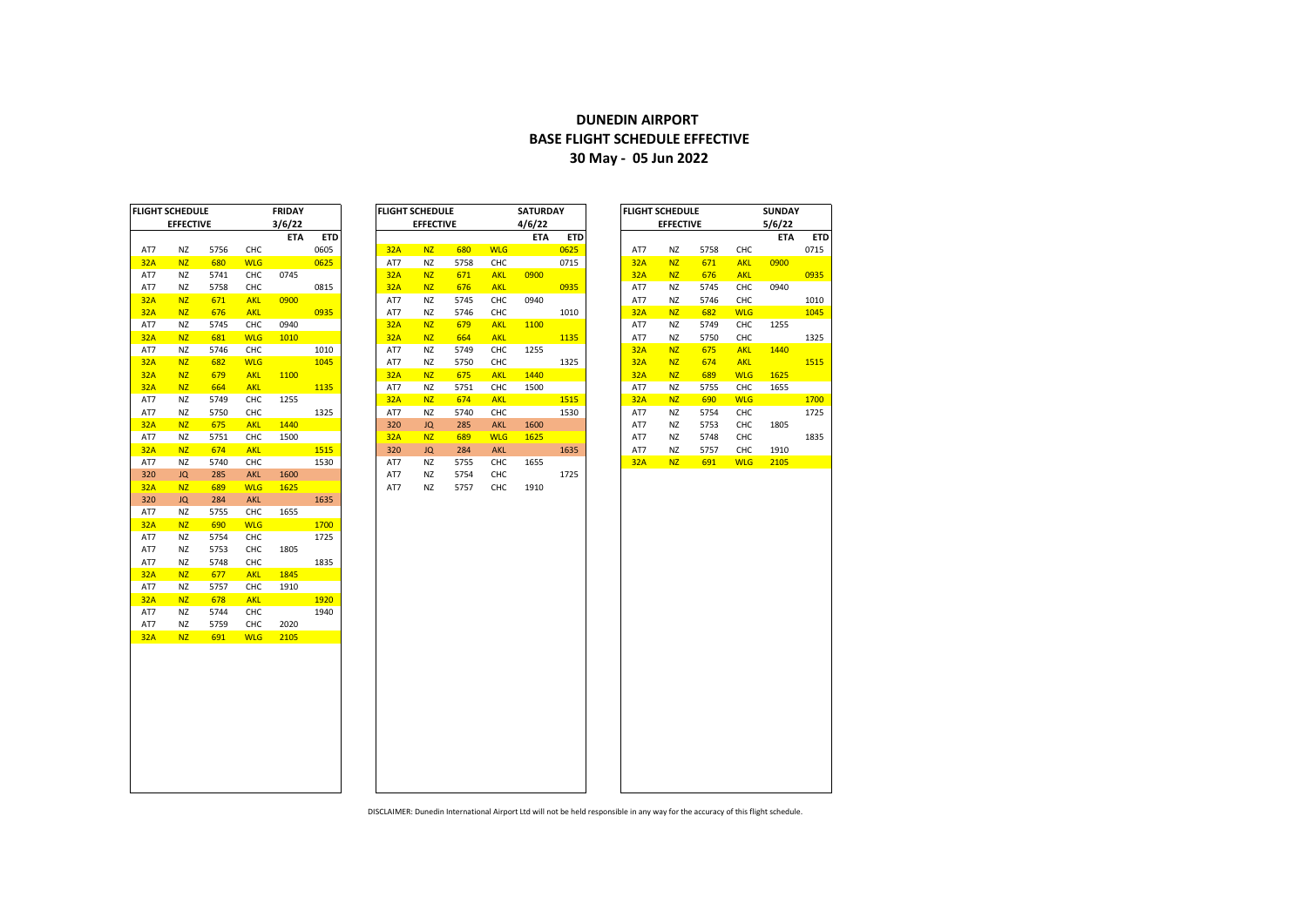# DUNEDIN AIRPORT
## BASE FLIGHT SCHEDULE EFFECTIVE
## 30 May - 05 Jun 2022

| FLIGHT SCHEDULE EFFECTIVE | | | | FRIDAY 3/6/22 | |
|---|---|---|---|---|---|
| | | | | ETA | ETD |
| AT7 | NZ | 5756 | CHC | | 0605 |
| 32A | NZ | 680 | WLG | | 0625 |
| AT7 | NZ | 5741 | CHC | 0745 | |
| AT7 | NZ | 5758 | CHC | | 0815 |
| 32A | NZ | 671 | AKL | 0900 | |
| 32A | NZ | 676 | AKL | | 0935 |
| AT7 | NZ | 5745 | CHC | 0940 | |
| 32A | NZ | 681 | WLG | 1010 | |
| AT7 | NZ | 5746 | CHC | | 1010 |
| 32A | NZ | 682 | WLG | | 1045 |
| 32A | NZ | 679 | AKL | 1100 | |
| 32A | NZ | 664 | AKL | | 1135 |
| AT7 | NZ | 5749 | CHC | 1255 | |
| AT7 | NZ | 5750 | CHC | | 1325 |
| 32A | NZ | 675 | AKL | 1440 | |
| AT7 | NZ | 5751 | CHC | 1500 | |
| 32A | NZ | 674 | AKL | | 1515 |
| AT7 | NZ | 5740 | CHC | | 1530 |
| 320 | JQ | 285 | AKL | 1600 | |
| 32A | NZ | 689 | WLG | 1625 | |
| 320 | JQ | 284 | AKL | | 1635 |
| AT7 | NZ | 5755 | CHC | 1655 | |
| 32A | NZ | 690 | WLG | | 1700 |
| AT7 | NZ | 5754 | CHC | | 1725 |
| AT7 | NZ | 5753 | CHC | 1805 | |
| AT7 | NZ | 5748 | CHC | | 1835 |
| 32A | NZ | 677 | AKL | 1845 | |
| AT7 | NZ | 5757 | CHC | 1910 | |
| 32A | NZ | 678 | AKL | | 1920 |
| AT7 | NZ | 5744 | CHC | | 1940 |
| AT7 | NZ | 5759 | CHC | 2020 | |
| 32A | NZ | 691 | WLG | 2105 | |

| FLIGHT SCHEDULE EFFECTIVE | | | | SATURDAY 4/6/22 | |
|---|---|---|---|---|---|
| | | | | ETA | ETD |
| 32A | NZ | 680 | WLG | | 0625 |
| AT7 | NZ | 5758 | CHC | | 0715 |
| 32A | NZ | 671 | AKL | 0900 | |
| 32A | NZ | 676 | AKL | | 0935 |
| AT7 | NZ | 5745 | CHC | 0940 | |
| AT7 | NZ | 5746 | CHC | | 1010 |
| 32A | NZ | 679 | AKL | 1100 | |
| 32A | NZ | 664 | AKL | | 1135 |
| AT7 | NZ | 5749 | CHC | 1255 | |
| AT7 | NZ | 5750 | CHC | | 1325 |
| 32A | NZ | 675 | AKL | 1440 | |
| AT7 | NZ | 5751 | CHC | 1500 | |
| 32A | NZ | 674 | AKL | | 1515 |
| AT7 | NZ | 5740 | CHC | | 1530 |
| 320 | JQ | 285 | AKL | 1600 | |
| 32A | NZ | 689 | WLG | 1625 | |
| 320 | JQ | 284 | AKL | | 1635 |
| AT7 | NZ | 5755 | CHC | 1655 | |
| AT7 | NZ | 5754 | CHC | | 1725 |
| AT7 | NZ | 5757 | CHC | 1910 | |

| FLIGHT SCHEDULE EFFECTIVE | | | | SUNDAY 5/6/22 | |
|---|---|---|---|---|---|
| | | | | ETA | ETD |
| AT7 | NZ | 5758 | CHC | | 0715 |
| 32A | NZ | 671 | AKL | 0900 | |
| 32A | NZ | 676 | AKL | | 0935 |
| AT7 | NZ | 5745 | CHC | 0940 | |
| AT7 | NZ | 5746 | CHC | | 1010 |
| 32A | NZ | 682 | WLG | | 1045 |
| AT7 | NZ | 5749 | CHC | 1255 | |
| AT7 | NZ | 5750 | CHC | | 1325 |
| 32A | NZ | 675 | AKL | 1440 | |
| 32A | NZ | 674 | AKL | | 1515 |
| 32A | NZ | 689 | WLG | 1625 | |
| AT7 | NZ | 5755 | CHC | 1655 | |
| 32A | NZ | 690 | WLG | | 1700 |
| AT7 | NZ | 5754 | CHC | | 1725 |
| AT7 | NZ | 5753 | CHC | 1805 | |
| AT7 | NZ | 5748 | CHC | | 1835 |
| AT7 | NZ | 5757 | CHC | 1910 | |
| 32A | NZ | 691 | WLG | 2105 | |

DISCLAIMER: Dunedin International Airport Ltd will not be held responsible in any way for the accuracy of this flight schedule.